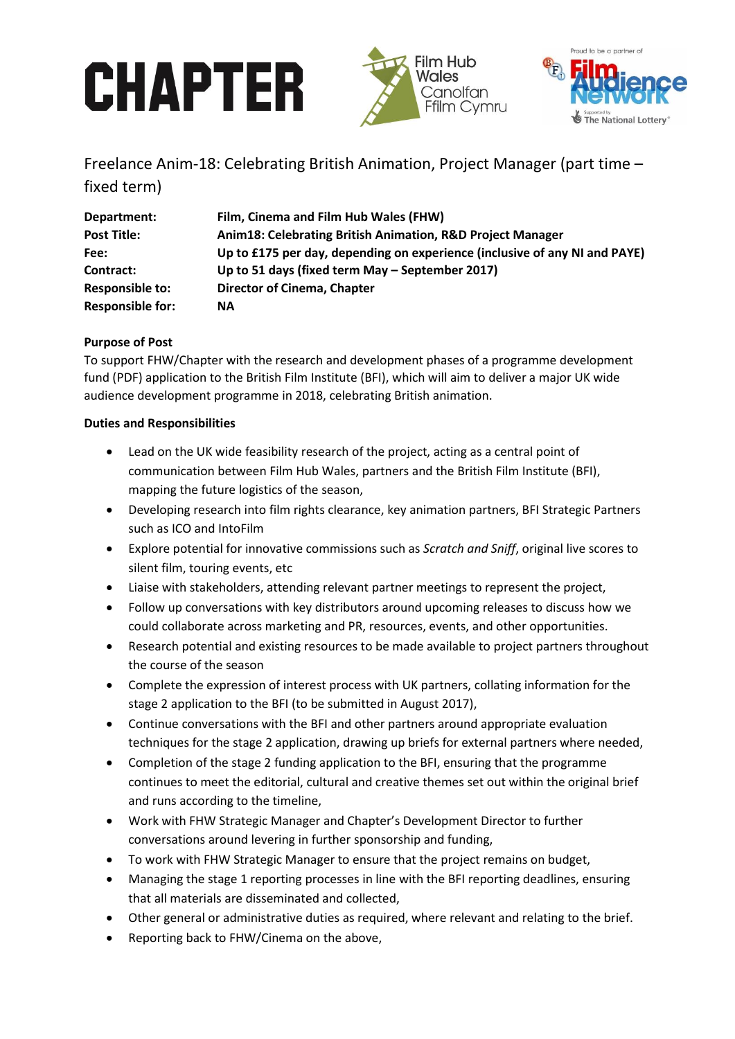Freelance Anim-18: Celebrating British Animation, Project Manager (part time – fixed term)

| | |
|---|---|
| **Department:** | **Film, Cinema and Film Hub Wales (FHW)** |
| **Post Title:** | **Anim18: Celebrating British Animation, R&D Project Manager** |
| **Fee:** | **Up to £175 per day, depending on experience (inclusive of any NI and PAYE)** |
| **Contract:** | **Up to 51 days (fixed term May – September 2017)** |
| **Responsible to:** | **Director of Cinema, Chapter** |
| **Responsible for:** | **NA** |

**Purpose of Post**

To support FHW/Chapter with the research and development phases of a programme development fund (PDF) application to the British Film Institute (BFI), which will aim to deliver a major UK wide audience development programme in 2018, celebrating British animation.

**Duties and Responsibilities**

- Lead on the UK wide feasibility research of the project, acting as a central point of communication between Film Hub Wales, partners and the British Film Institute (BFI), mapping the future logistics of the season,
- Developing research into film rights clearance, key animation partners, BFI Strategic Partners such as ICO and IntoFilm
- Explore potential for innovative commissions such as *Scratch and Sniff*, original live scores to silent film, touring events, etc
- Liaise with stakeholders, attending relevant partner meetings to represent the project,
- Follow up conversations with key distributors around upcoming releases to discuss how we could collaborate across marketing and PR, resources, events, and other opportunities.
- Research potential and existing resources to be made available to project partners throughout the course of the season
- Complete the expression of interest process with UK partners, collating information for the stage 2 application to the BFI (to be submitted in August 2017),
- Continue conversations with the BFI and other partners around appropriate evaluation techniques for the stage 2 application, drawing up briefs for external partners where needed,
- Completion of the stage 2 funding application to the BFI, ensuring that the programme continues to meet the editorial, cultural and creative themes set out within the original brief and runs according to the timeline,
- Work with FHW Strategic Manager and Chapter's Development Director to further conversations around levering in further sponsorship and funding,
- To work with FHW Strategic Manager to ensure that the project remains on budget,
- Managing the stage 1 reporting processes in line with the BFI reporting deadlines, ensuring that all materials are disseminated and collected,
- Other general or administrative duties as required, where relevant and relating to the brief.
- Reporting back to FHW/Cinema on the above,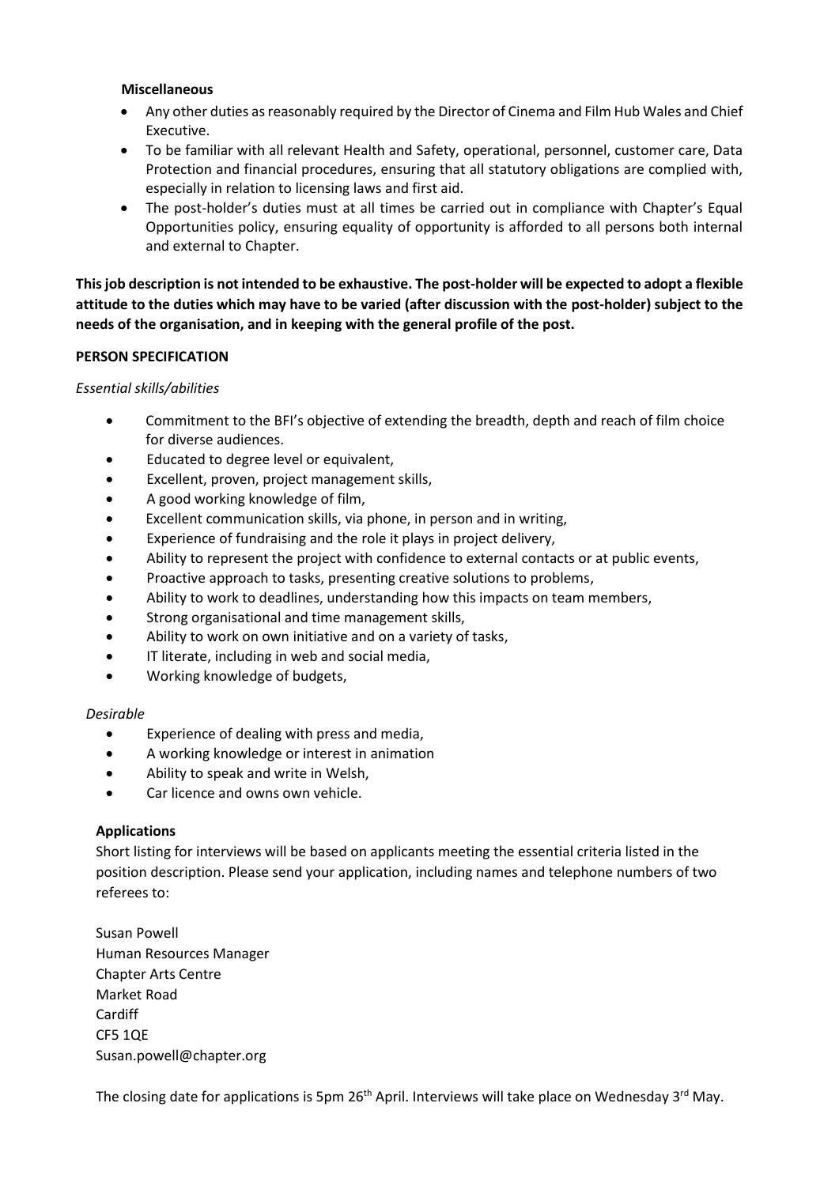**Miscellaneous**

- Any other duties as reasonably required by the Director of Cinema and Film Hub Wales and Chief Executive.
- To be familiar with all relevant Health and Safety, operational, personnel, customer care, Data Protection and financial procedures, ensuring that all statutory obligations are complied with, especially in relation to licensing laws and first aid.
- The post-holder's duties must at all times be carried out in compliance with Chapter's Equal Opportunities policy, ensuring equality of opportunity is afforded to all persons both internal and external to Chapter.

**This job description is not intended to be exhaustive. The post-holder will be expected to adopt a flexible attitude to the duties which may have to be varied (after discussion with the post-holder) subject to the needs of the organisation, and in keeping with the general profile of the post.**

**PERSON SPECIFICATION**

*Essential skills/abilities*

- Commitment to the BFI's objective of extending the breadth, depth and reach of film choice for diverse audiences.
- Educated to degree level or equivalent,
- Excellent, proven, project management skills,
- A good working knowledge of film,
- Excellent communication skills, via phone, in person and in writing,
- Experience of fundraising and the role it plays in project delivery,
- Ability to represent the project with confidence to external contacts or at public events,
- Proactive approach to tasks, presenting creative solutions to problems,
- Ability to work to deadlines, understanding how this impacts on team members,
- Strong organisational and time management skills,
- Ability to work on own initiative and on a variety of tasks,
- IT literate, including in web and social media,
- Working knowledge of budgets,

*Desirable*

- Experience of dealing with press and media,
- A working knowledge or interest in animation
- Ability to speak and write in Welsh,
- Car licence and owns own vehicle.

**Applications**

Short listing for interviews will be based on applicants meeting the essential criteria listed in the position description. Please send your application, including names and telephone numbers of two referees to:

Susan Powell
Human Resources Manager
Chapter Arts Centre
Market Road
Cardiff
CF5 1QE
Susan.powell@chapter.org

The closing date for applications is 5pm 26th April. Interviews will take place on Wednesday 3rd May.